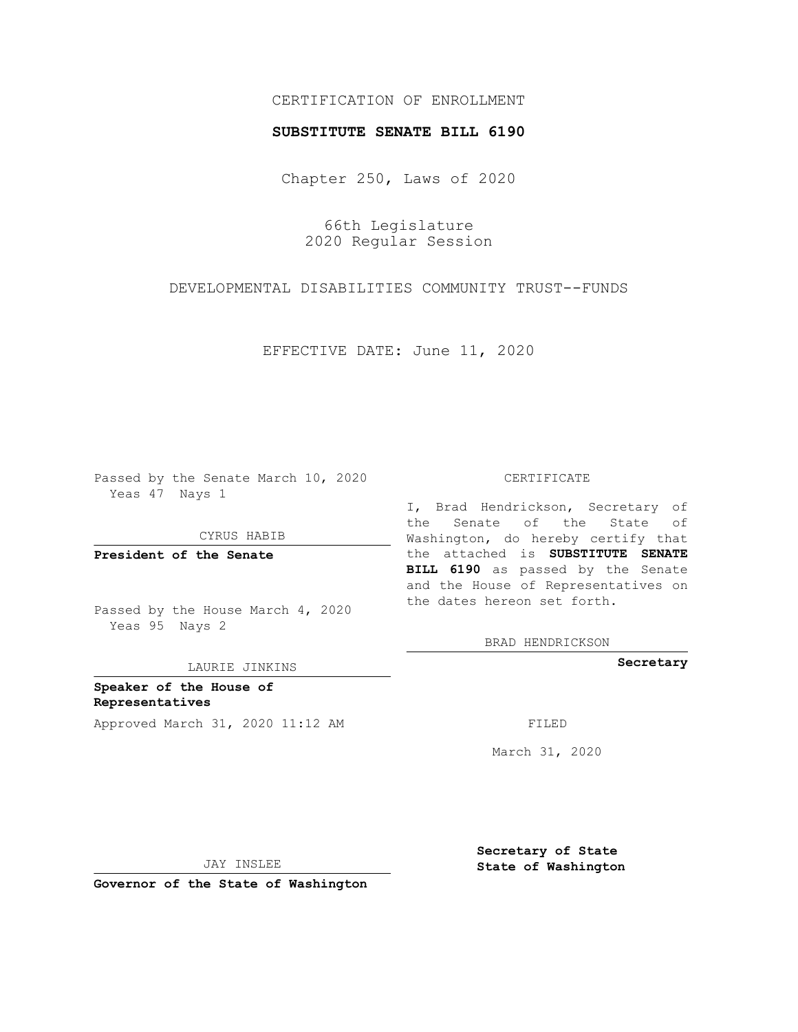CERTIFICATION OF ENROLLMENT

**SUBSTITUTE SENATE BILL 6190**

Chapter 250, Laws of 2020

66th Legislature
2020 Regular Session

DEVELOPMENTAL DISABILITIES COMMUNITY TRUST--FUNDS

EFFECTIVE DATE: June 11, 2020

Passed by the Senate March 10, 2020
Yeas 47 Nays 1

CYRUS HABIB

**President of the Senate**

Passed by the House March 4, 2020
Yeas 95 Nays 2

LAURIE JINKINS

**Speaker of the House of Representatives**

Approved March 31, 2020 11:12 AM

JAY INSLEE

**Governor of the State of Washington**

CERTIFICATE

I, Brad Hendrickson, Secretary of the Senate of the State of Washington, do hereby certify that the attached is **SUBSTITUTE SENATE BILL 6190** as passed by the Senate and the House of Representatives on the dates hereon set forth.

BRAD HENDRICKSON

**Secretary**

FILED

March 31, 2020

**Secretary of State**
**State of Washington**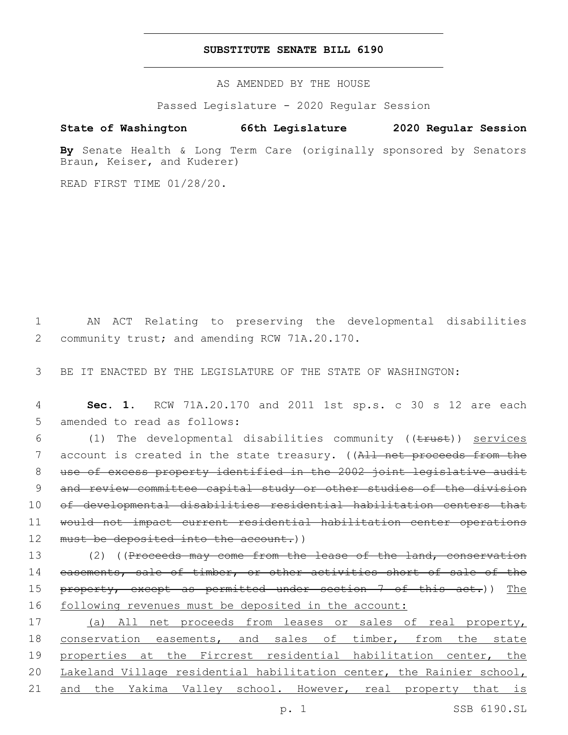# SUBSTITUTE SENATE BILL 6190

AS AMENDED BY THE HOUSE

Passed Legislature - 2020 Regular Session

**State of Washington 66th Legislature 2020 Regular Session**

**By** Senate Health & Long Term Care (originally sponsored by Senators Braun, Keiser, and Kuderer)

READ FIRST TIME 01/28/20.

1 AN ACT Relating to preserving the developmental disabilities
2 community trust; and amending RCW 71A.20.170.

3 BE IT ENACTED BY THE LEGISLATURE OF THE STATE OF WASHINGTON:

4 **Sec. 1.** RCW 71A.20.170 and 2011 1st sp.s. c 30 s 12 are each
5 amended to read as follows:

6 (1) The developmental disabilities community ((~~trust~~)) <u>services</u>
7 account is created in the state treasury. ((~~All net proceeds from the~~
8 ~~use of excess property identified in the 2002 joint legislative audit~~
9 ~~and review committee capital study or other studies of the division~~
10 ~~of developmental disabilities residential habilitation centers that~~
11 ~~would not impact current residential habilitation center operations~~
12 ~~must be deposited into the account.~~))

13 (2) ((~~Proceeds may come from the lease of the land, conservation~~
14 ~~easements, sale of timber, or other activities short of sale of the~~
15 ~~property, except as permitted under section 7 of this act.~~)) <u>The</u>
16 <u>following revenues must be deposited in the account:</u>

17 <u>(a) All net proceeds from leases or sales of real property,</u>
18 <u>conservation easements, and sales of timber, from the state</u>
19 <u>properties at the Fircrest residential habilitation center, the</u>
20 <u>Lakeland Village residential habilitation center, the Rainier school,</u>
21 <u>and the Yakima Valley school. However, real property that is</u>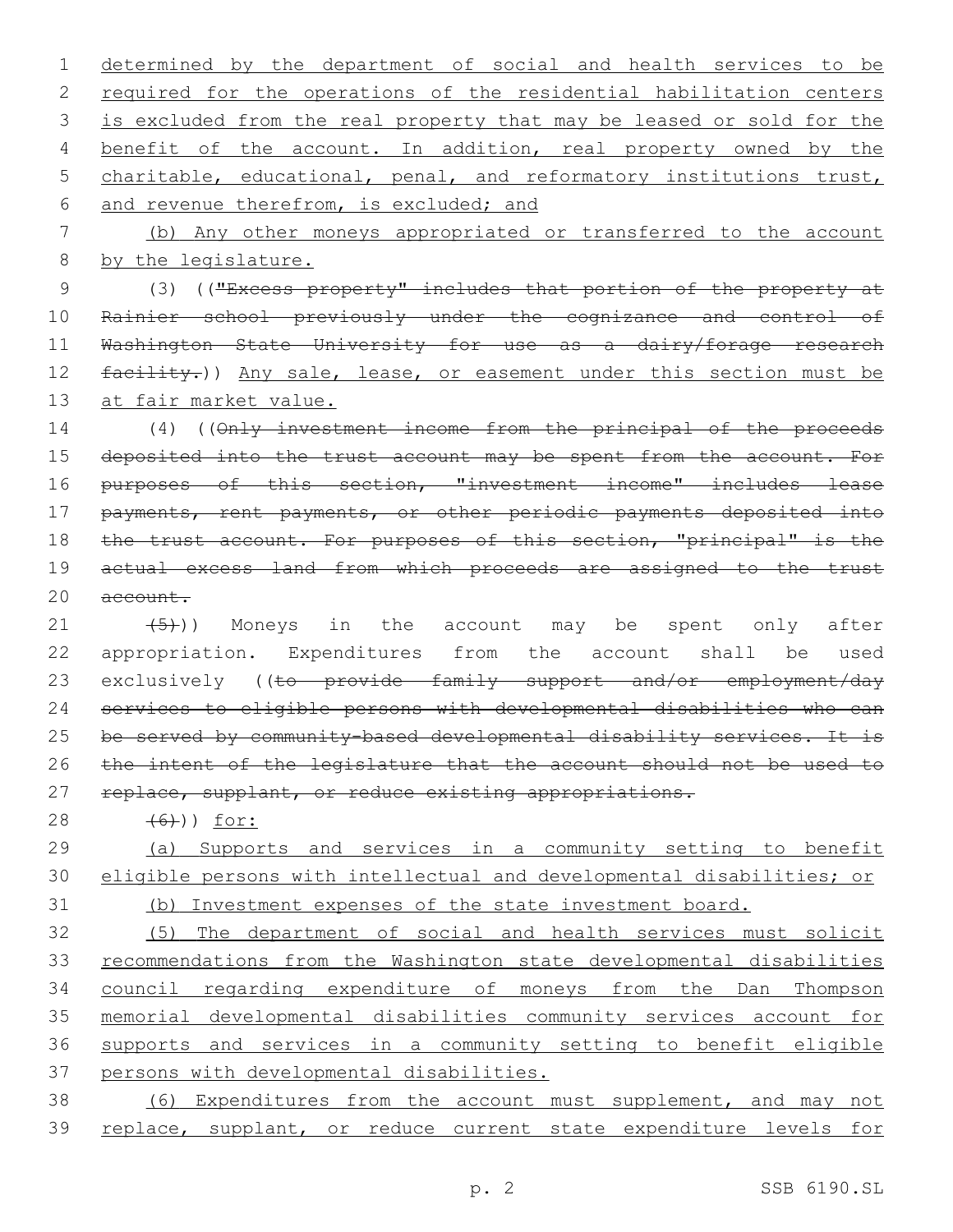determined by the department of social and health services to be required for the operations of the residential habilitation centers is excluded from the real property that may be leased or sold for the benefit of the account. In addition, real property owned by the charitable, educational, penal, and reformatory institutions trust, and revenue therefrom, is excluded; and

(b) Any other moneys appropriated or transferred to the account by the legislature.

(3) (("Excess property" includes that portion of the property at Rainier school previously under the cognizance and control of Washington State University for use as a dairy/forage research facility.)) Any sale, lease, or easement under this section must be at fair market value.

(4) ((Only investment income from the principal of the proceeds deposited into the trust account may be spent from the account. For purposes of this section, "investment income" includes lease payments, rent payments, or other periodic payments deposited into the trust account. For purposes of this section, "principal" is the actual excess land from which proceeds are assigned to the trust account.

(5))) Moneys in the account may be spent only after appropriation. Expenditures from the account shall be used exclusively ((to provide family support and/or employment/day services to eligible persons with developmental disabilities who can be served by community-based developmental disability services. It is the intent of the legislature that the account should not be used to replace, supplant, or reduce existing appropriations.

(6))) for:

(a) Supports and services in a community setting to benefit eligible persons with intellectual and developmental disabilities; or

(b) Investment expenses of the state investment board.

(5) The department of social and health services must solicit recommendations from the Washington state developmental disabilities council regarding expenditure of moneys from the Dan Thompson memorial developmental disabilities community services account for supports and services in a community setting to benefit eligible persons with developmental disabilities.

(6) Expenditures from the account must supplement, and may not replace, supplant, or reduce current state expenditure levels for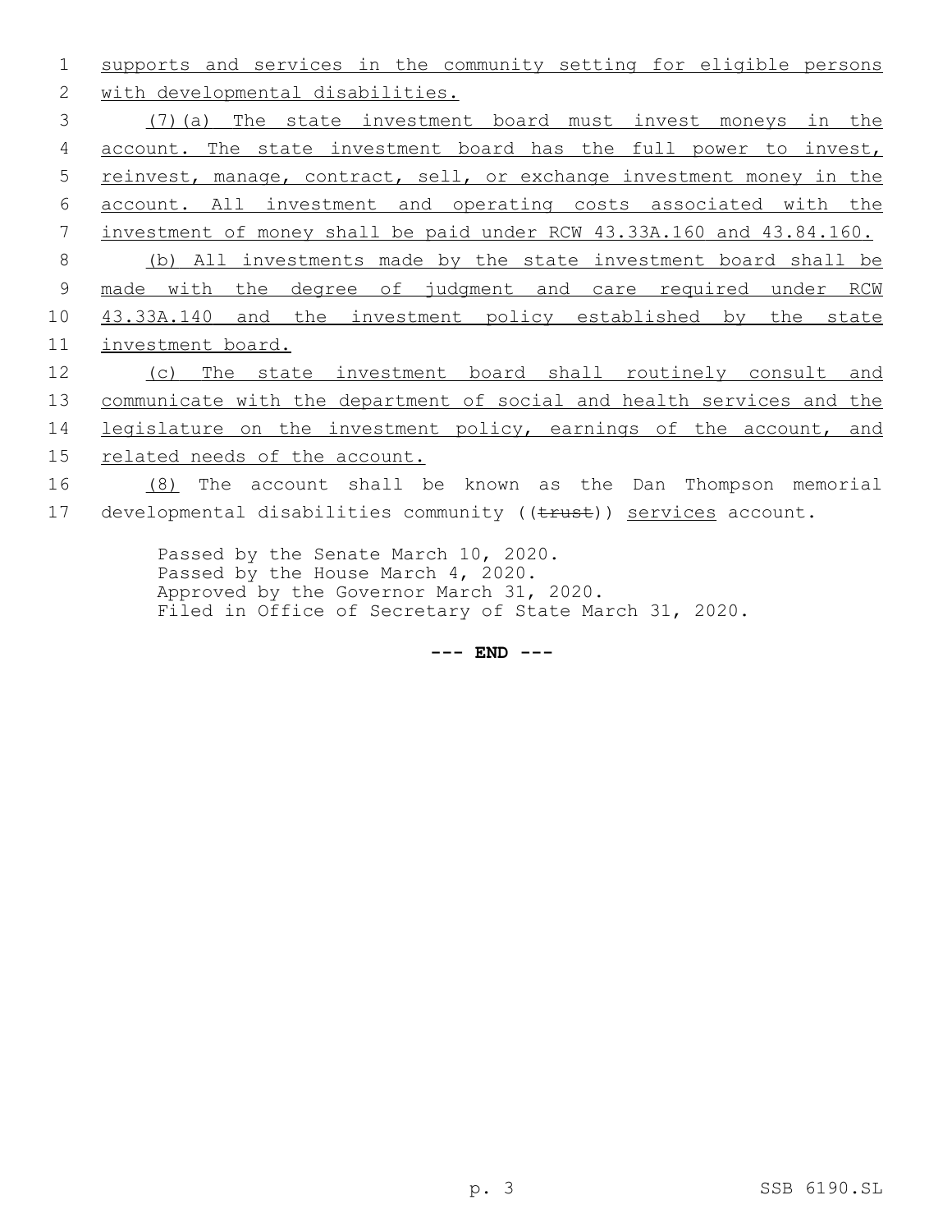supports and services in the community setting for eligible persons with developmental disabilities.

(7)(a) The state investment board must invest moneys in the account. The state investment board has the full power to invest, reinvest, manage, contract, sell, or exchange investment money in the account. All investment and operating costs associated with the investment of money shall be paid under RCW 43.33A.160 and 43.84.160.

(b) All investments made by the state investment board shall be made with the degree of judgment and care required under RCW 43.33A.140 and the investment policy established by the state investment board.

(c) The state investment board shall routinely consult and communicate with the department of social and health services and the legislature on the investment policy, earnings of the account, and related needs of the account.

(8) The account shall be known as the Dan Thompson memorial developmental disabilities community ((~~trust~~)) services account.

Passed by the Senate March 10, 2020.
Passed by the House March 4, 2020.
Approved by the Governor March 31, 2020.
Filed in Office of Secretary of State March 31, 2020.

**--- END ---**